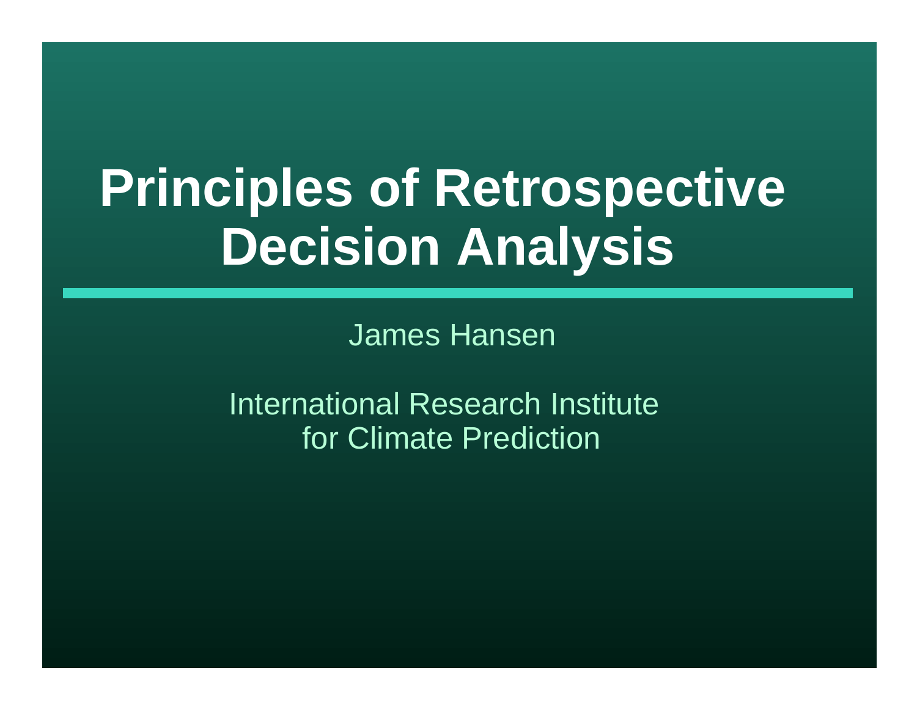# Principles of Retrospective Decision Analysis

James Hansen

International Research Institute for Climate Prediction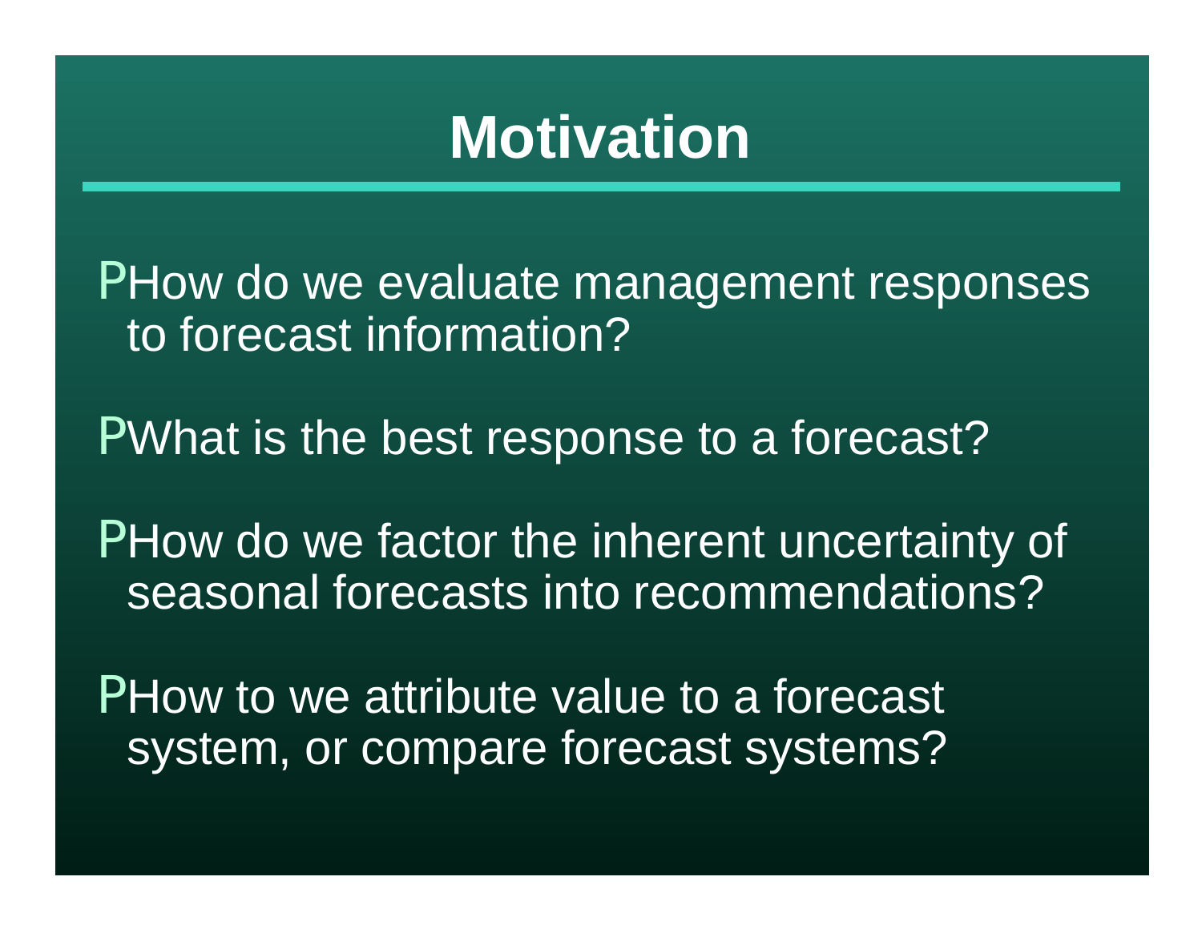# Motivation

- How do we evaluate management responses to forecast information?
- What is the best response to a forecast?
- How do we factor the inherent uncertainty of seasonal forecasts into recommendations?
- How to we attribute value to a forecast system, or compare forecast systems?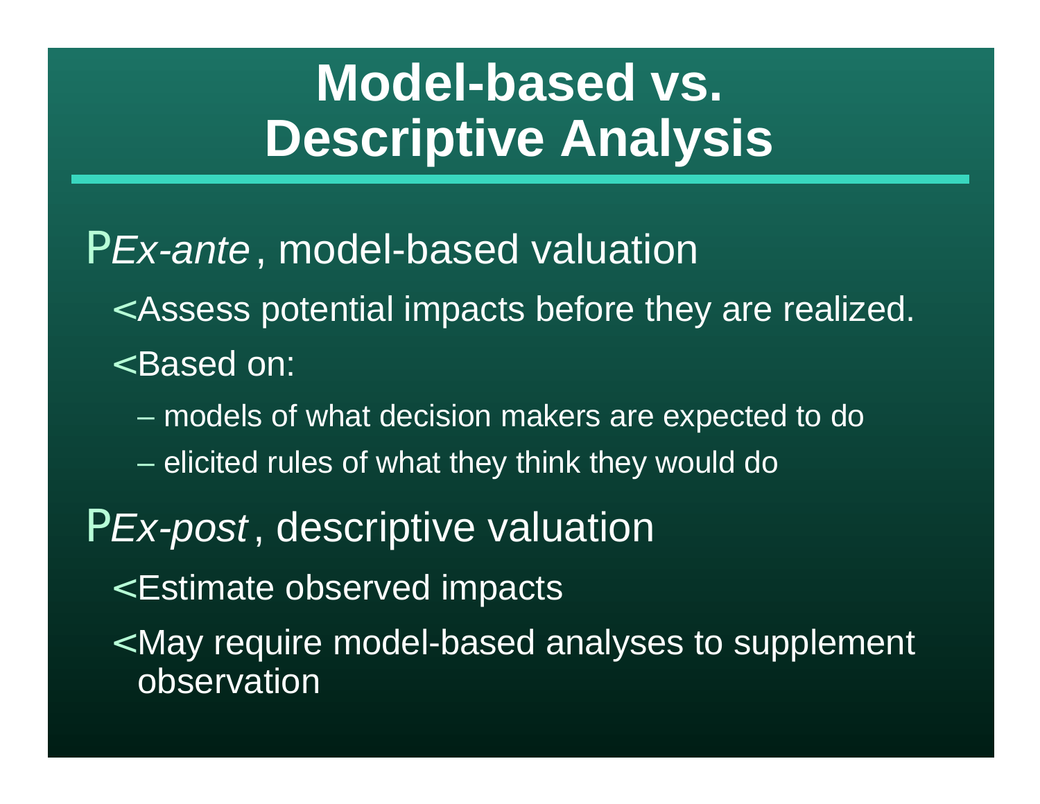# Model-based vs. Descriptive Analysis

- *Ex-ante*, model-based valuation
  - Assess potential impacts before they are realized.
  - Based on:
    - models of what decision makers are expected to do
    - elicited rules of what they think they would do
- *Ex-post*, descriptive valuation
  - Estimate observed impacts
  - May require model-based analyses to supplement observation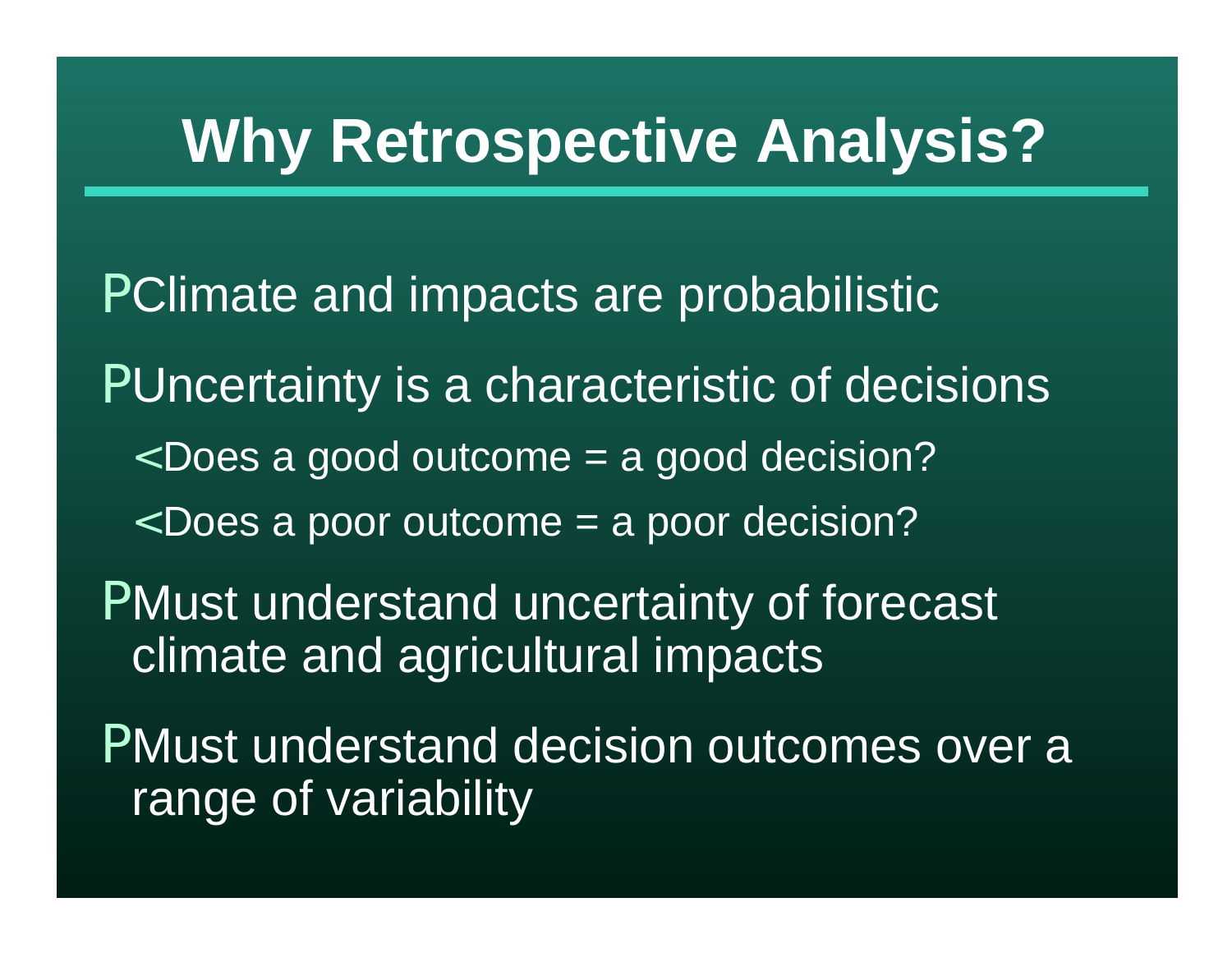# Why Retrospective Analysis?

- Climate and impacts are probabilistic
- Uncertainty is a characteristic of decisions
  - Does a good outcome = a good decision?
  - Does a poor outcome = a poor decision?
- Must understand uncertainty of forecast climate and agricultural impacts
- Must understand decision outcomes over a range of variability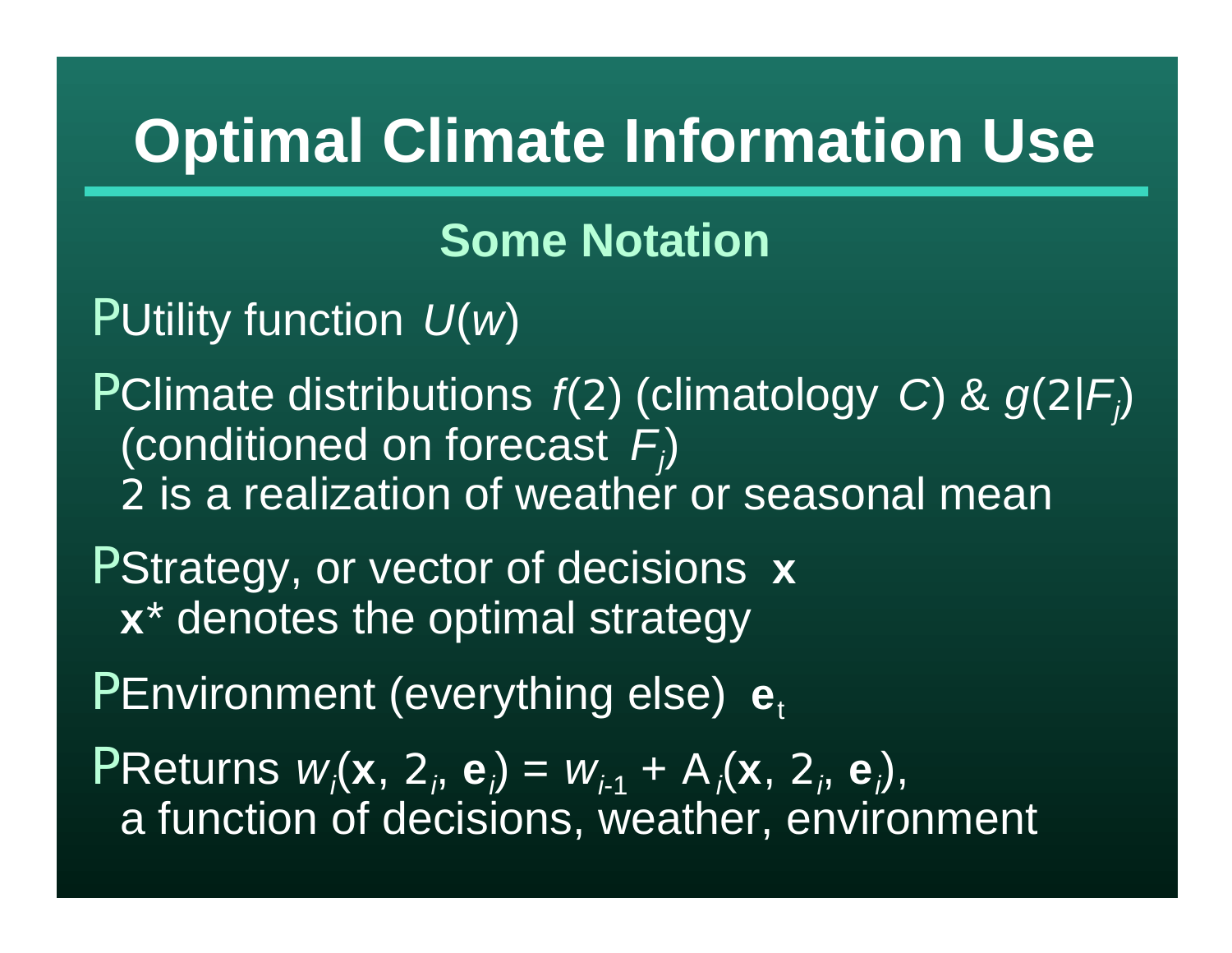# Optimal Climate Information Use

## Some Notation

- Utility function $U(w)$
- Climate distributions $f(2)$ (climatology $C$) & $g(2|F_j)$ (conditioned on forecast $F_j$)
  2 is a realization of weather or seasonal mean
- Strategy, or vector of decisions $\mathbf{x}$
  $\mathbf{x}^*$ denotes the optimal strategy
- Environment (everything else) $\mathbf{e}_t$
- Returns $w_i(\mathbf{x}, 2_i, \mathbf{e}_i) = w_{i-1} + \mathrm{A}_i(\mathbf{x}, 2_i, \mathbf{e}_i)$,
  a function of decisions, weather, environment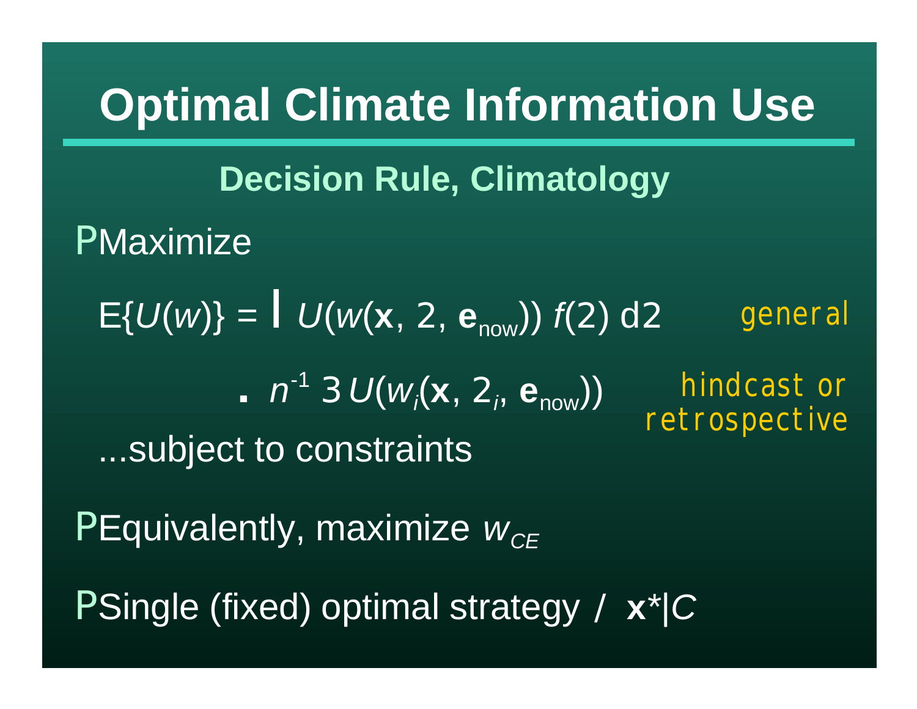# Optimal Climate Information Use

## Decision Rule, Climatology

- Maximize

  $E\{U(w)\} = \int U(w(\mathbf{x}, \theta, \mathbf{e}_{now}))\, f(\theta)\, d\theta$ &nbsp;&nbsp;&nbsp; *general*

  $\approx n^{-1} \sum U(w_i(\mathbf{x}, \theta_i, \mathbf{e}_{now}))$ &nbsp;&nbsp;&nbsp; *hindcast or retrospective*

  ...subject to constraints

- Equivalently, maximize $w_{CE}$

- Single (fixed) optimal strategy $\Rightarrow$ $\mathbf{x}^*|C$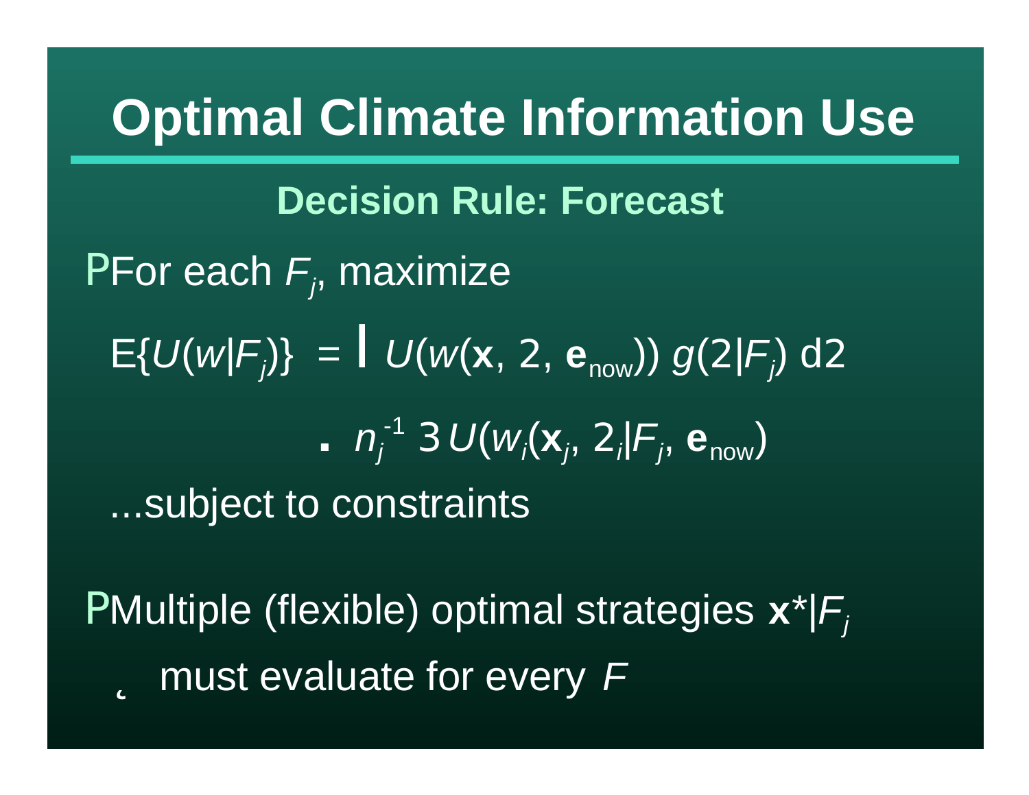# Optimal Climate Information Use

## Decision Rule: Forecast

- For each $F_j$, maximize

$$E\{U(w|F_j)\} = \int U(w(\mathbf{x}, \theta, \mathbf{e}_{now}))\, g(\theta|F_j)\, d\theta$$

$$\approx n_j^{-1} \sum U(w_i(\mathbf{x}_j, \theta_i|F_j, \mathbf{e}_{now})$$

...subject to constraints

- Multiple (flexible) optimal strategies $\mathbf{x}^*|F_j$
  - ⇒ must evaluate for every $F$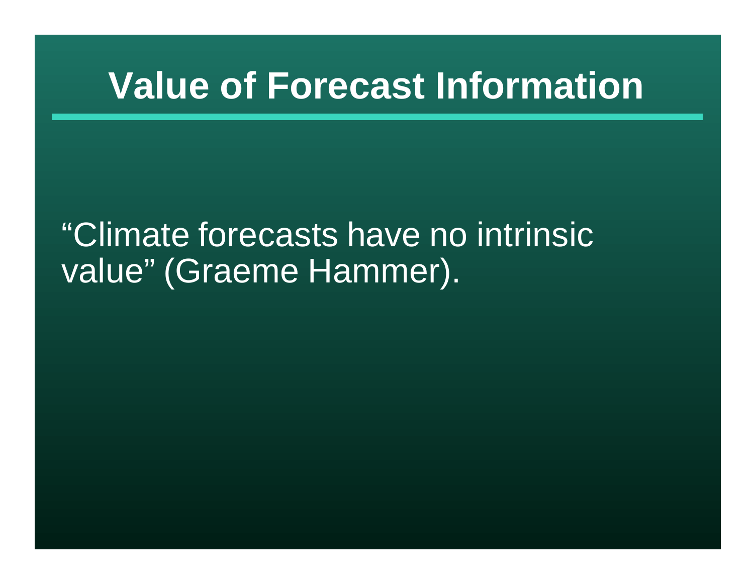# Value of Forecast Information

"Climate forecasts have no intrinsic value" (Graeme Hammer).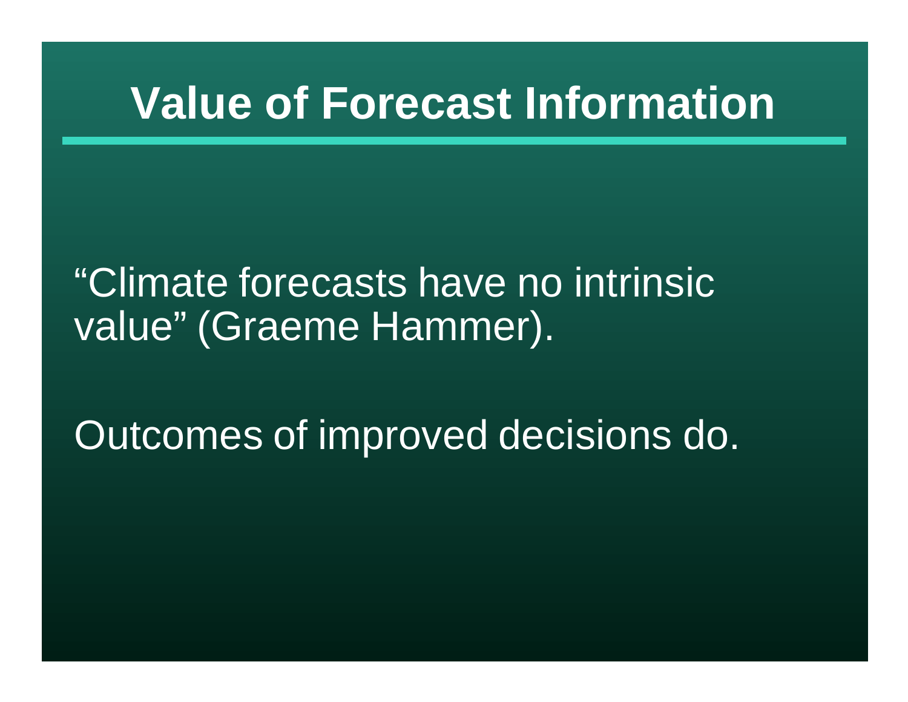# Value of Forecast Information

“Climate forecasts have no intrinsic value” (Graeme Hammer).

Outcomes of improved decisions do.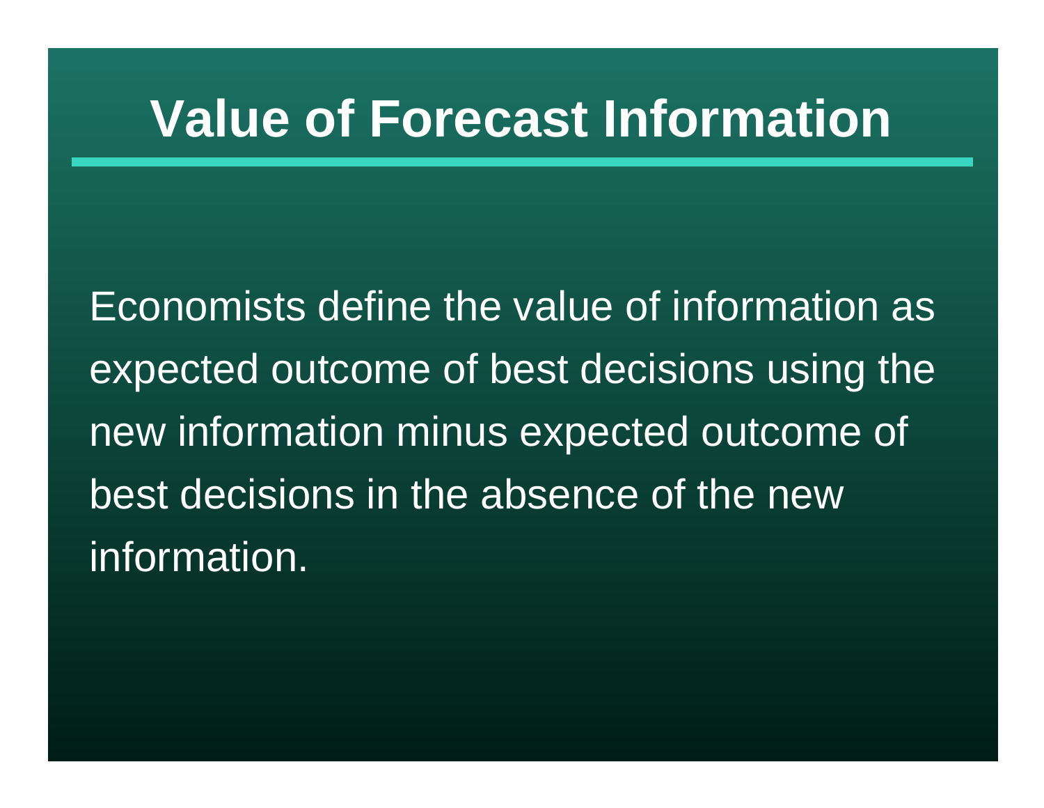# Value of Forecast Information

Economists define the value of information as expected outcome of best decisions using the new information minus expected outcome of best decisions in the absence of the new information.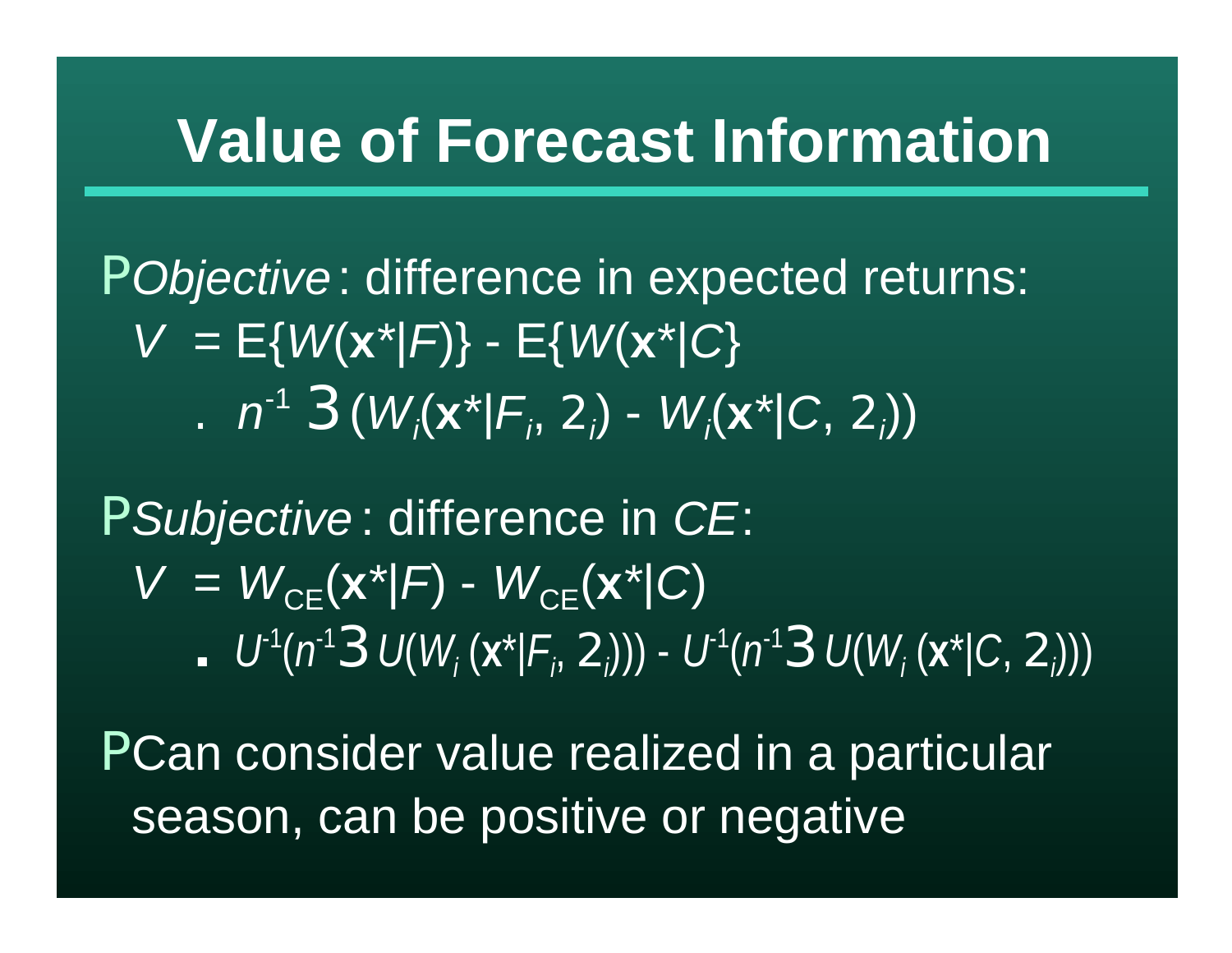# Value of Forecast Information

- *Objective*: difference in expected returns:

  $$V = E\{W(\mathbf{x}^*|F)\} - E\{W(\mathbf{x}^*|C\}$$

  $$\approx n^{-1} \Sigma (W_i(\mathbf{x}^*|F_i, \theta_i) - W_i(\mathbf{x}^*|C, \theta_i))$$

- *Subjective*: difference in *CE*:

  $$V = W_{CE}(\mathbf{x}^*|F) - W_{CE}(\mathbf{x}^*|C)$$

  $$\approx U^{-1}(n^{-1} \Sigma U(W_i(\mathbf{x}^*|F_i, \theta_i))) - U^{-1}(n^{-1} \Sigma U(W_i(\mathbf{x}^*|C, \theta_i)))$$

- Can consider value realized in a particular season, can be positive or negative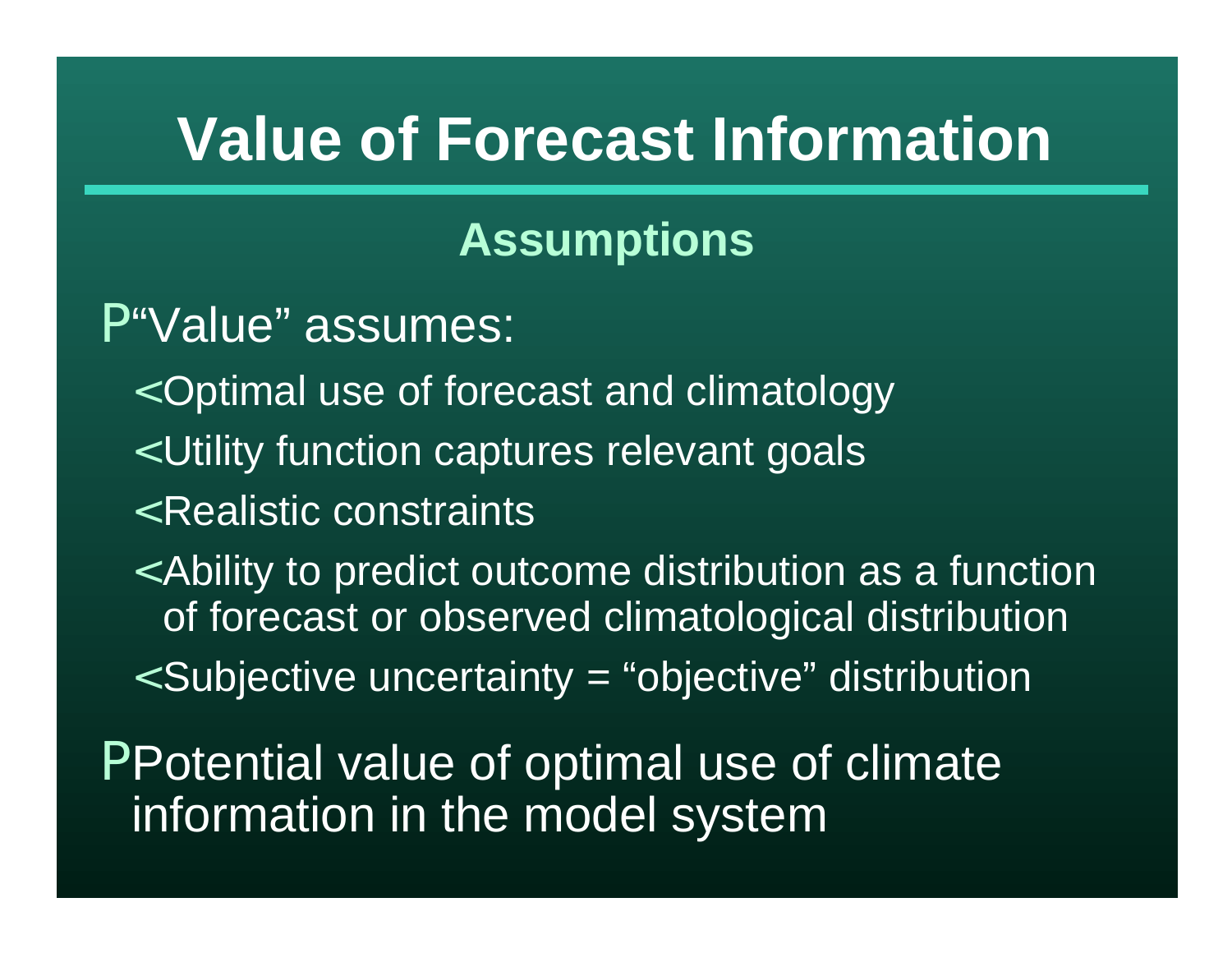# Value of Forecast Information

## Assumptions

- "Value" assumes:
  - Optimal use of forecast and climatology
  - Utility function captures relevant goals
  - Realistic constraints
  - Ability to predict outcome distribution as a function of forecast or observed climatological distribution
  - Subjective uncertainty = "objective" distribution
- Potential value of optimal use of climate information in the model system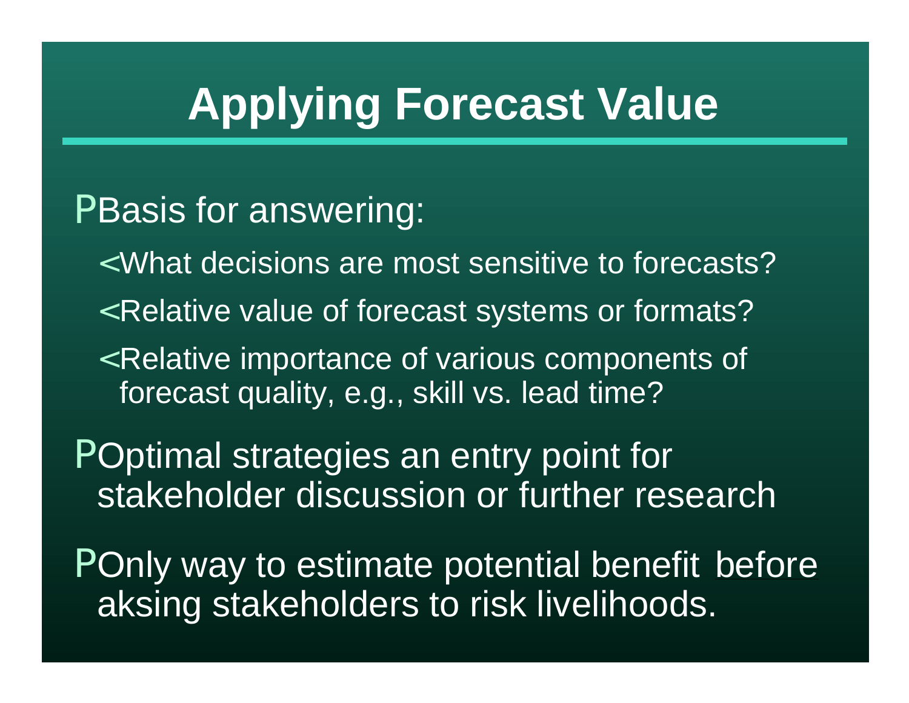# Applying Forecast Value

- Basis for answering:
  - What decisions are most sensitive to forecasts?
  - Relative value of forecast systems or formats?
  - Relative importance of various components of forecast quality, e.g., skill vs. lead time?
- Optimal strategies an entry point for stakeholder discussion or further research
- Only way to estimate potential benefit before aksing stakeholders to risk livelihoods.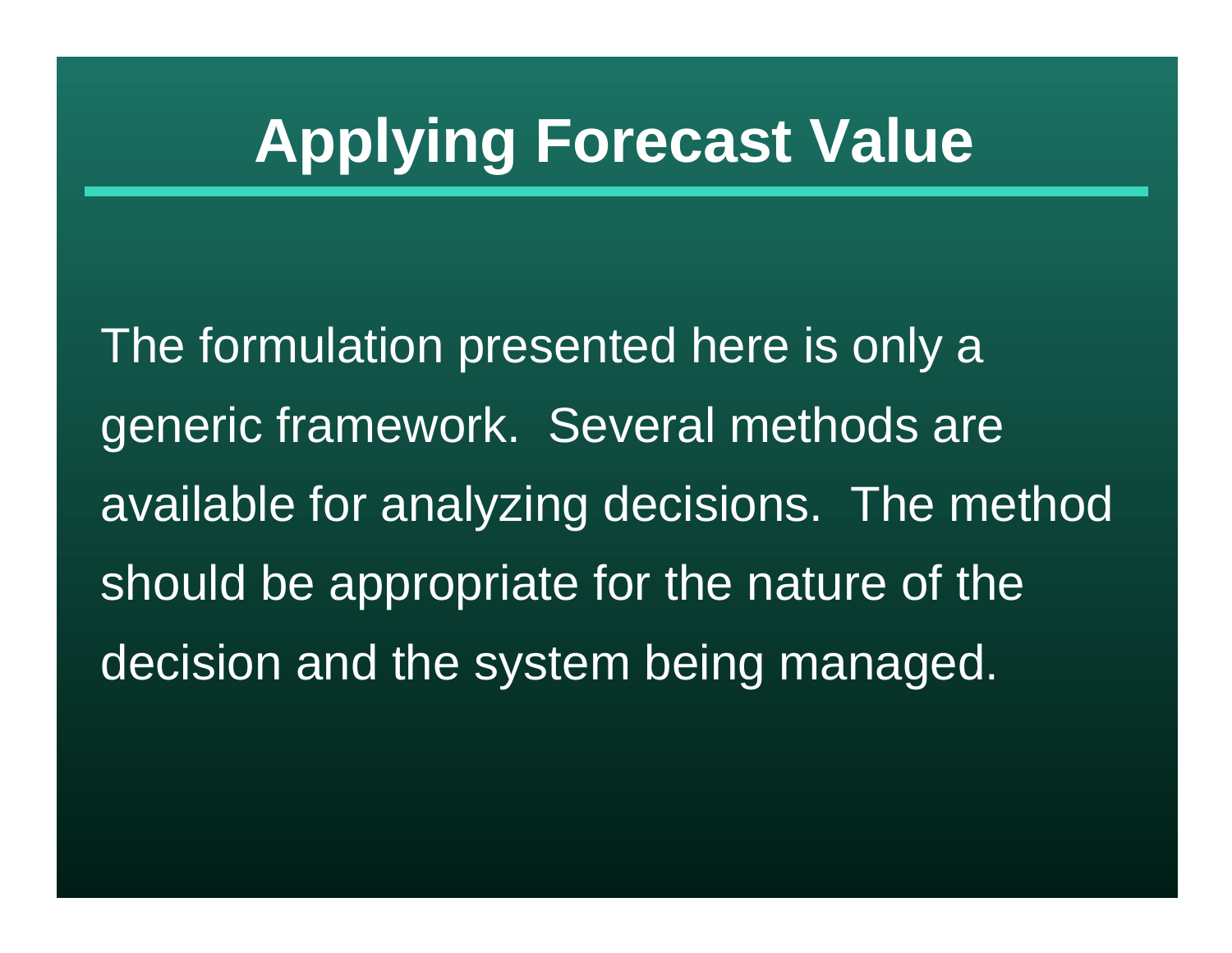# Applying Forecast Value

The formulation presented here is only a generic framework. Several methods are available for analyzing decisions. The method should be appropriate for the nature of the decision and the system being managed.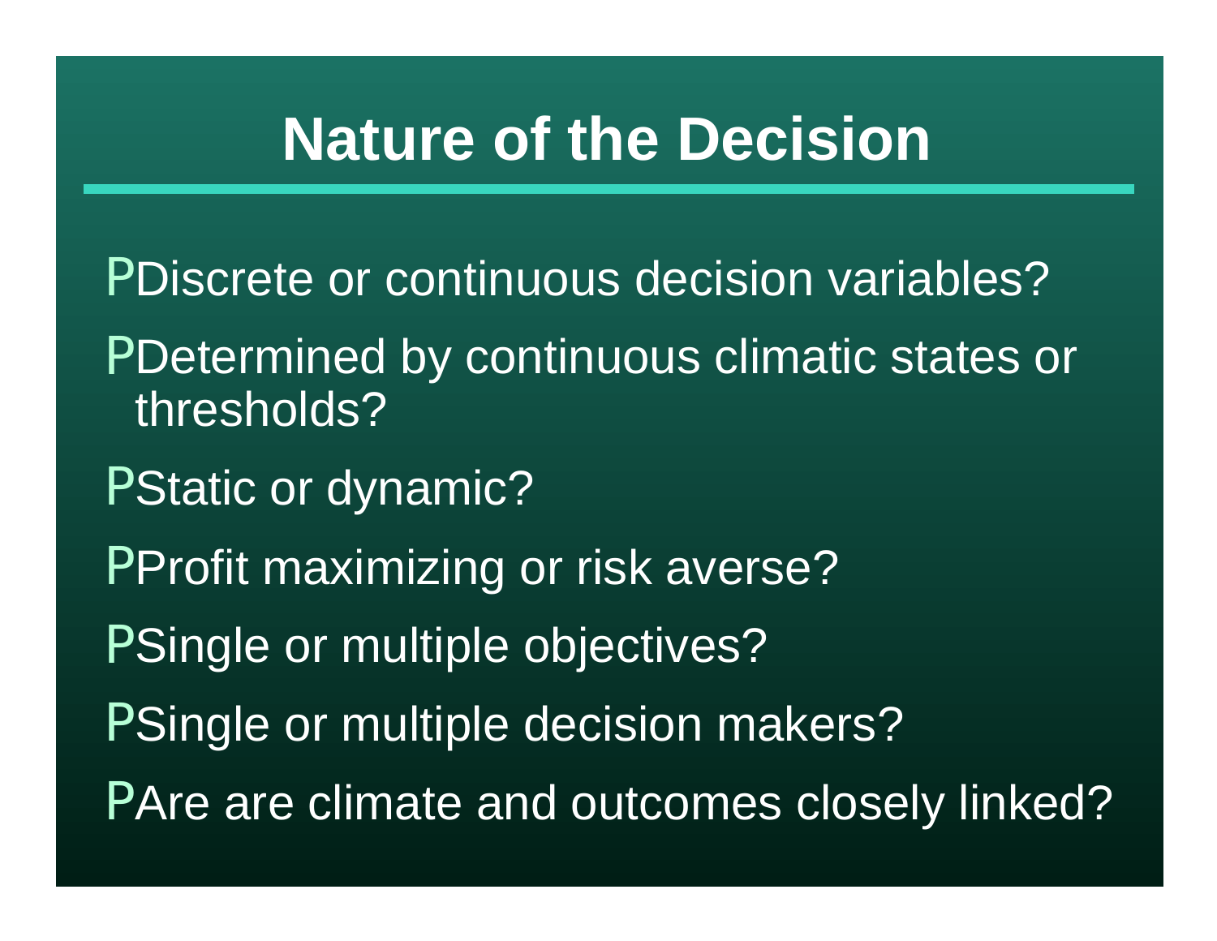# Nature of the Decision

- Discrete or continuous decision variables?
- Determined by continuous climatic states or thresholds?
- Static or dynamic?
- Profit maximizing or risk averse?
- Single or multiple objectives?
- Single or multiple decision makers?
- Are are climate and outcomes closely linked?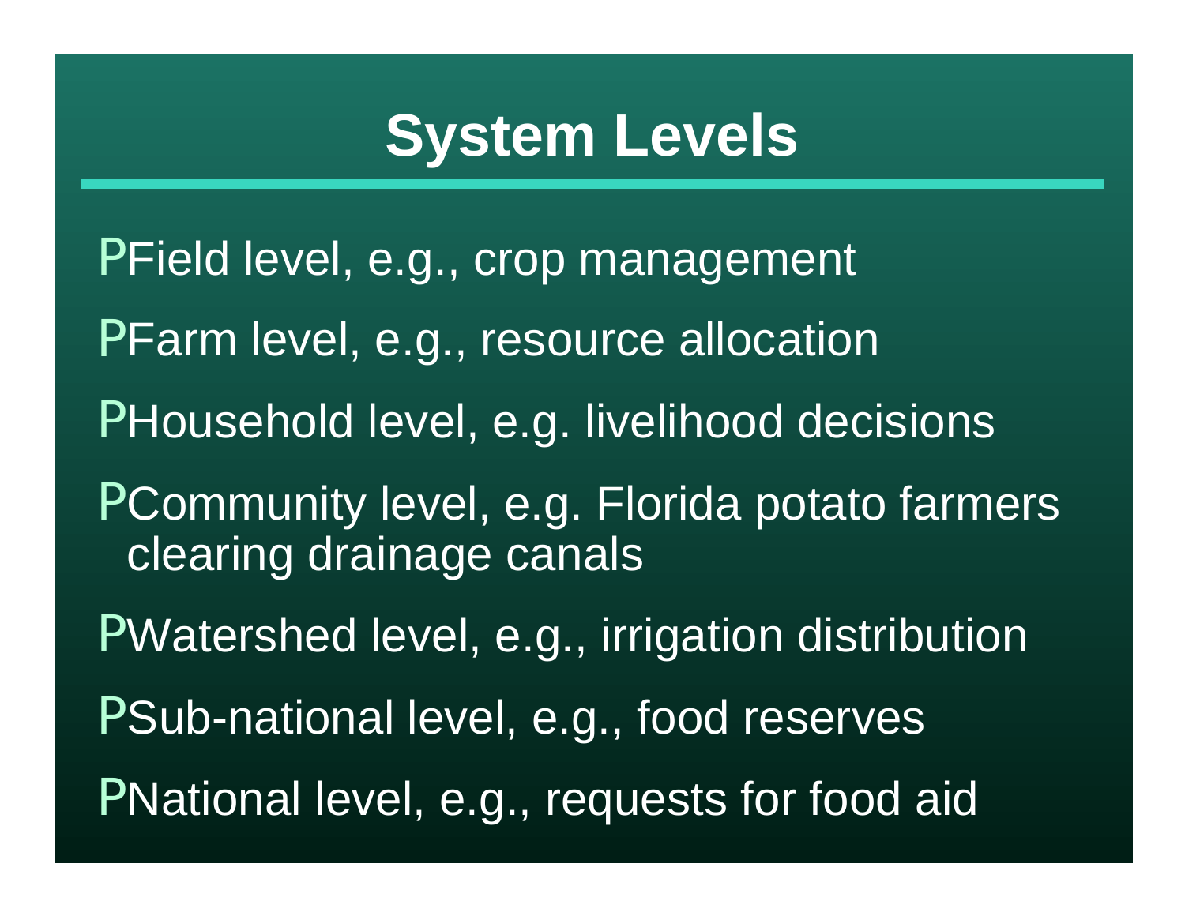# System Levels

- Field level, e.g., crop management
- Farm level, e.g., resource allocation
- Household level, e.g. livelihood decisions
- Community level, e.g. Florida potato farmers clearing drainage canals
- Watershed level, e.g., irrigation distribution
- Sub-national level, e.g., food reserves
- National level, e.g., requests for food aid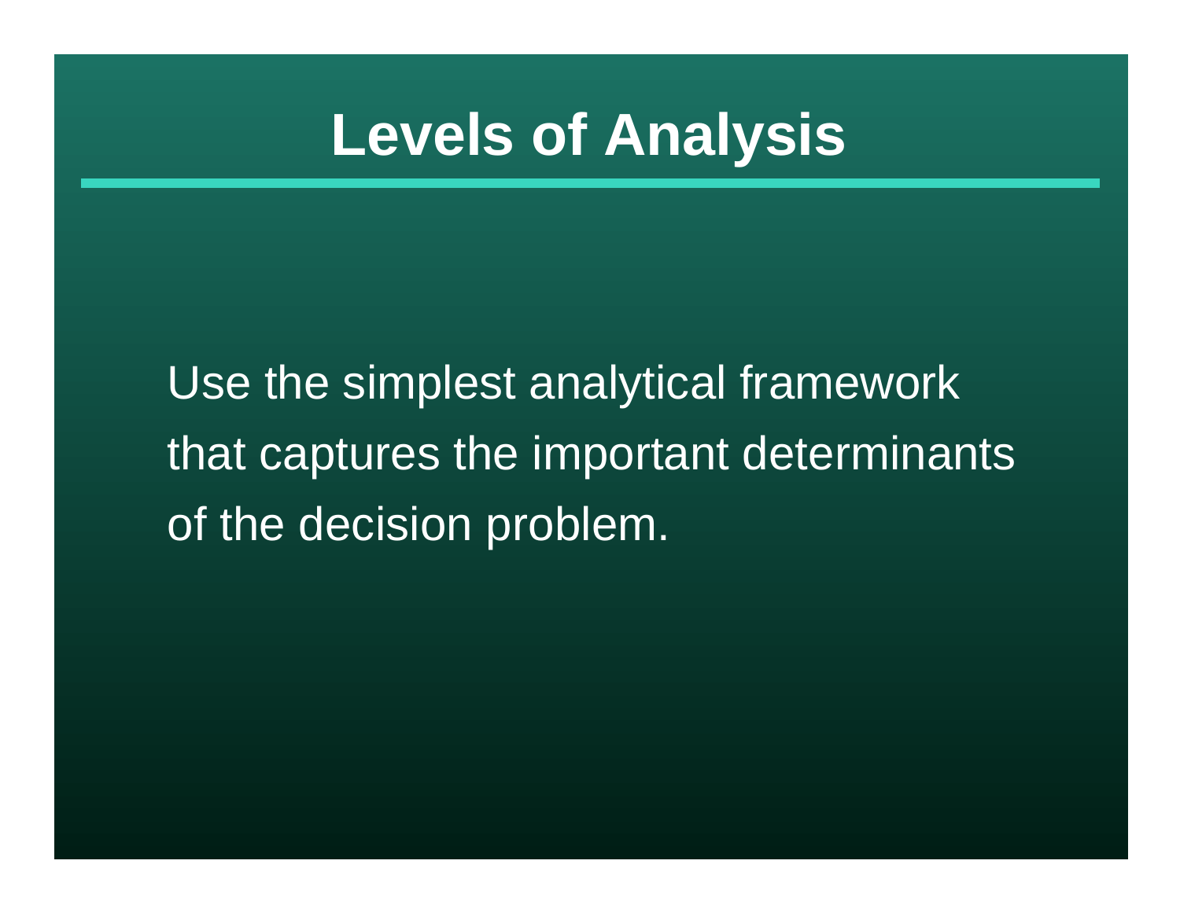# Levels of Analysis

Use the simplest analytical framework that captures the important determinants of the decision problem.